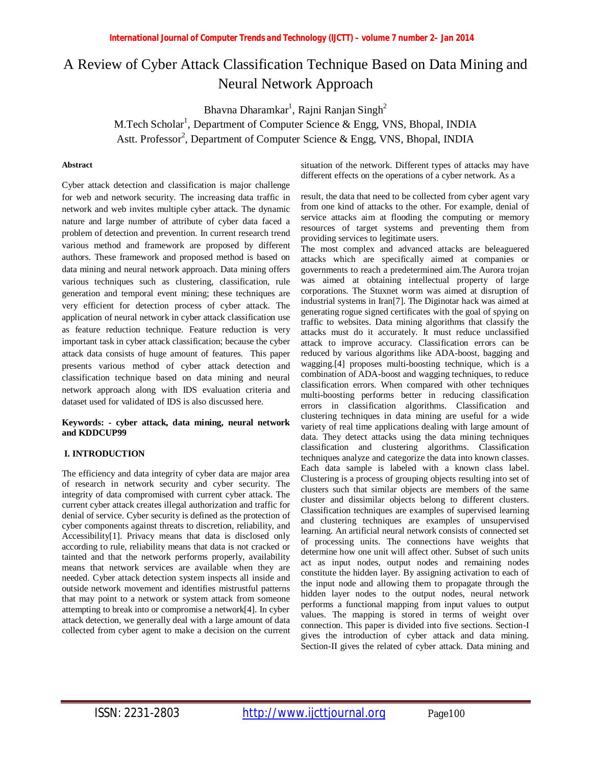# A Review of Cyber Attack Classification Technique Based on Data Mining and Neural Network Approach

Bhavna Dharamkar[1], Rajni Ranjan Singh[2]

M.Tech Scholar[1], Department of Computer Science & Engg, VNS, Bhopal, INDIA

Astt. Professor[2], Department of Computer Science & Engg, VNS, Bhopal, INDIA

**Abstract**

Cyber attack detection and classification is major challenge for web and network security. The increasing data traffic in network and web invites multiple cyber attack. The dynamic nature and large number of attribute of cyber data faced a problem of detection and prevention. In current research trend various method and framework are proposed by different authors. These framework and proposed method is based on data mining and neural network approach. Data mining offers various techniques such as clustering, classification, rule generation and temporal event mining; these techniques are very efficient for detection process of cyber attack. The application of neural network in cyber attack classification use as feature reduction technique. Feature reduction is very important task in cyber attack classification; because the cyber attack data consists of huge amount of features. This paper presents various method of cyber attack detection and classification technique based on data mining and neural network approach along with IDS evaluation criteria and dataset used for validated of IDS is also discussed here.

**Keywords: - cyber attack, data mining, neural network and KDDCUP99**

## I. INTRODUCTION

The efficiency and data integrity of cyber data are major area of research in network security and cyber security. The integrity of data compromised with current cyber attack. The current cyber attack creates illegal authorization and traffic for denial of service. Cyber security is defined as the protection of cyber components against threats to discretion, reliability, and Accessibility[1]. Privacy means that data is disclosed only according to rule, reliability means that data is not cracked or tainted and that the network performs properly, availability means that network services are available when they are needed. Cyber attack detection system inspects all inside and outside network movement and identifies mistrustful patterns that may point to a network or system attack from someone attempting to break into or compromise a network[4]. In cyber attack detection, we generally deal with a large amount of data collected from cyber agent to make a decision on the current situation of the network. Different types of attacks may have different effects on the operations of a cyber network. As a result, the data that need to be collected from cyber agent vary from one kind of attacks to the other. For example, denial of service attacks aim at flooding the computing or memory resources of target systems and preventing them from providing services to legitimate users.

The most complex and advanced attacks are beleaguered attacks which are specifically aimed at companies or governments to reach a predetermined aim.The Aurora trojan was aimed at obtaining intellectual property of large corporations. The Stuxnet worm was aimed at disruption of industrial systems in Iran[7]. The Diginotar hack was aimed at generating rogue signed certificates with the goal of spying on traffic to websites. Data mining algorithms that classify the attacks must do it accurately. It must reduce unclassified attack to improve accuracy. Classification errors can be reduced by various algorithms like ADA-boost, bagging and wagging.[4] proposes multi-boosting technique, which is a combination of ADA-boost and wagging techniques, to reduce classification errors. When compared with other techniques multi-boosting performs better in reducing classification errors in classification algorithms. Classification and clustering techniques in data mining are useful for a wide variety of real time applications dealing with large amount of data. They detect attacks using the data mining techniques classification and clustering algorithms. Classification techniques analyze and categorize the data into known classes. Each data sample is labeled with a known class label. Clustering is a process of grouping objects resulting into set of clusters such that similar objects are members of the same cluster and dissimilar objects belong to different clusters. Classification techniques are examples of supervised learning and clustering techniques are examples of unsupervised learning. An artificial neural network consists of connected set of processing units. The connections have weights that determine how one unit will affect other. Subset of such units act as input nodes, output nodes and remaining nodes constitute the hidden layer. By assigning activation to each of the input node and allowing them to propagate through the hidden layer nodes to the output nodes, neural network performs a functional mapping from input values to output values. The mapping is stored in terms of weight over connection. This paper is divided into five sections. Section-I gives the introduction of cyber attack and data mining. Section-II gives the related of cyber attack. Data mining and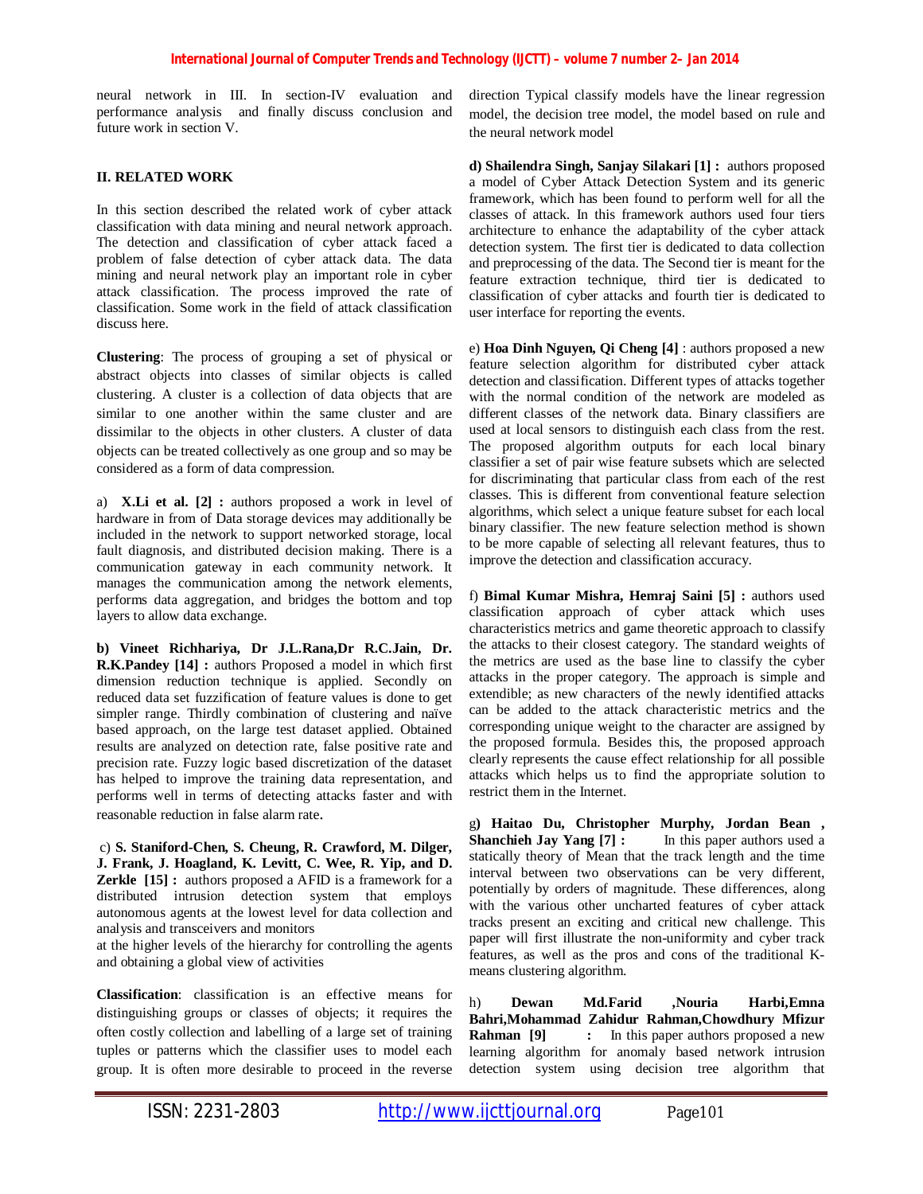neural network in III. In section-IV evaluation and performance analysis and finally discuss conclusion and future work in section V.

## II. RELATED WORK

In this section described the related work of cyber attack classification with data mining and neural network approach. The detection and classification of cyber attack faced a problem of false detection of cyber attack data. The data mining and neural network play an important role in cyber attack classification. The process improved the rate of classification. Some work in the field of attack classification discuss here.

**Clustering**: The process of grouping a set of physical or abstract objects into classes of similar objects is called clustering. A cluster is a collection of data objects that are similar to one another within the same cluster and are dissimilar to the objects in other clusters. A cluster of data objects can be treated collectively as one group and so may be considered as a form of data compression.

a) **X.Li et al. [2] :** authors proposed a work in level of hardware in from of Data storage devices may additionally be included in the network to support networked storage, local fault diagnosis, and distributed decision making. There is a communication gateway in each community network. It manages the communication among the network elements, performs data aggregation, and bridges the bottom and top layers to allow data exchange.

**b) Vineet Richhariya, Dr J.L.Rana,Dr R.C.Jain, Dr. R.K.Pandey [14] :** authors Proposed a model in which first dimension reduction technique is applied. Secondly on reduced data set fuzzification of feature values is done to get simpler range. Thirdly combination of clustering and naïve based approach, on the large test dataset applied. Obtained results are analyzed on detection rate, false positive rate and precision rate. Fuzzy logic based discretization of the dataset has helped to improve the training data representation, and performs well in terms of detecting attacks faster and with reasonable reduction in false alarm rate.

c) **S. Staniford-Chen, S. Cheung, R. Crawford, M. Dilger, J. Frank, J. Hoagland, K. Levitt, C. Wee, R. Yip, and D. Zerkle [15] :** authors proposed a AFID is a framework for a distributed intrusion detection system that employs autonomous agents at the lowest level for data collection and analysis and transceivers and monitors
at the higher levels of the hierarchy for controlling the agents and obtaining a global view of activities

**Classification**: classification is an effective means for distinguishing groups or classes of objects; it requires the often costly collection and labelling of a large set of training tuples or patterns which the classifier uses to model each group. It is often more desirable to proceed in the reverse direction Typical classify models have the linear regression model, the decision tree model, the model based on rule and the neural network model

**d) Shailendra Singh, Sanjay Silakari [1] :** authors proposed a model of Cyber Attack Detection System and its generic framework, which has been found to perform well for all the classes of attack. In this framework authors used four tiers architecture to enhance the adaptability of the cyber attack detection system. The first tier is dedicated to data collection and preprocessing of the data. The Second tier is meant for the feature extraction technique, third tier is dedicated to classification of cyber attacks and fourth tier is dedicated to user interface for reporting the events.

e) **Hoa Dinh Nguyen, Qi Cheng [4]** : authors proposed a new feature selection algorithm for distributed cyber attack detection and classification. Different types of attacks together with the normal condition of the network are modeled as different classes of the network data. Binary classifiers are used at local sensors to distinguish each class from the rest. The proposed algorithm outputs for each local binary classifier a set of pair wise feature subsets which are selected for discriminating that particular class from each of the rest classes. This is different from conventional feature selection algorithms, which select a unique feature subset for each local binary classifier. The new feature selection method is shown to be more capable of selecting all relevant features, thus to improve the detection and classification accuracy.

f) **Bimal Kumar Mishra, Hemraj Saini [5] :** authors used classification approach of cyber attack which uses characteristics metrics and game theoretic approach to classify the attacks to their closest category. The standard weights of the metrics are used as the base line to classify the cyber attacks in the proper category. The approach is simple and extendible; as new characters of the newly identified attacks can be added to the attack characteristic metrics and the corresponding unique weight to the character are assigned by the proposed formula. Besides this, the proposed approach clearly represents the cause effect relationship for all possible attacks which helps us to find the appropriate solution to restrict them in the Internet.

g**) Haitao Du, Christopher Murphy, Jordan Bean , Shanchieh Jay Yang [7] :** In this paper authors used a statically theory of Mean that the track length and the time interval between two observations can be very different, potentially by orders of magnitude. These differences, along with the various other uncharted features of cyber attack tracks present an exciting and critical new challenge. This paper will first illustrate the non-uniformity and cyber track features, as well as the pros and cons of the traditional K-means clustering algorithm.

h) **Dewan Md.Farid ,Nouria Harbi,Emna Bahri,Mohammad Zahidur Rahman,Chowdhury Mfizur Rahman [9] :** In this paper authors proposed a new learning algorithm for anomaly based network intrusion detection system using decision tree algorithm that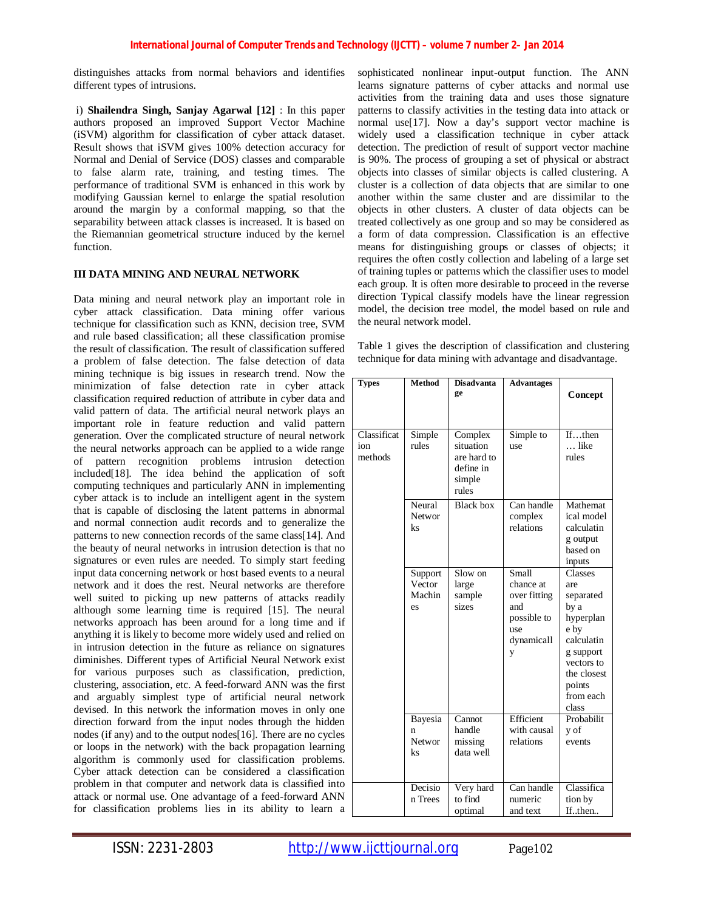distinguishes attacks from normal behaviors and identifies different types of intrusions.

i) **Shailendra Singh, Sanjay Agarwal [12]** : In this paper authors proposed an improved Support Vector Machine (iSVM) algorithm for classification of cyber attack dataset. Result shows that iSVM gives 100% detection accuracy for Normal and Denial of Service (DOS) classes and comparable to false alarm rate, training, and testing times. The performance of traditional SVM is enhanced in this work by modifying Gaussian kernel to enlarge the spatial resolution around the margin by a conformal mapping, so that the separability between attack classes is increased. It is based on the Riemannian geometrical structure induced by the kernel function.

## III DATA MINING AND NEURAL NETWORK

Data mining and neural network play an important role in cyber attack classification. Data mining offer various technique for classification such as KNN, decision tree, SVM and rule based classification; all these classification promise the result of classification. The result of classification suffered a problem of false detection. The false detection of data mining technique is big issues in research trend. Now the minimization of false detection rate in cyber attack classification required reduction of attribute in cyber data and valid pattern of data. The artificial neural network plays an important role in feature reduction and valid pattern generation. Over the complicated structure of neural network the neural networks approach can be applied to a wide range of pattern recognition problems intrusion detection included[18]. The idea behind the application of soft computing techniques and particularly ANN in implementing cyber attack is to include an intelligent agent in the system that is capable of disclosing the latent patterns in abnormal and normal connection audit records and to generalize the patterns to new connection records of the same class[14]. And the beauty of neural networks in intrusion detection is that no signatures or even rules are needed. To simply start feeding input data concerning network or host based events to a neural network and it does the rest. Neural networks are therefore well suited to picking up new patterns of attacks readily although some learning time is required [15]. The neural networks approach has been around for a long time and if anything it is likely to become more widely used and relied on in intrusion detection in the future as reliance on signatures diminishes. Different types of Artificial Neural Network exist for various purposes such as classification, prediction, clustering, association, etc. A feed-forward ANN was the first and arguably simplest type of artificial neural network devised. In this network the information moves in only one direction forward from the input nodes through the hidden nodes (if any) and to the output nodes[16]. There are no cycles or loops in the network) with the back propagation learning algorithm is commonly used for classification problems. Cyber attack detection can be considered a classification problem in that computer and network data is classified into attack or normal use. One advantage of a feed-forward ANN for classification problems lies in its ability to learn a sophisticated nonlinear input-output function. The ANN learns signature patterns of cyber attacks and normal use activities from the training data and uses those signature patterns to classify activities in the testing data into attack or normal use[17]. Now a day's support vector machine is widely used a classification technique in cyber attack detection. The prediction of result of support vector machine is 90%. The process of grouping a set of physical or abstract objects into classes of similar objects is called clustering. A cluster is a collection of data objects that are similar to one another within the same cluster and are dissimilar to the objects in other clusters. A cluster of data objects can be treated collectively as one group and so may be considered as a form of data compression. Classification is an effective means for distinguishing groups or classes of objects; it requires the often costly collection and labeling of a large set of training tuples or patterns which the classifier uses to model each group. It is often more desirable to proceed in the reverse direction Typical classify models have the linear regression model, the decision tree model, the model based on rule and the neural network model.

Table 1 gives the description of classification and clustering technique for data mining with advantage and disadvantage.

| **Types** | **Method** | **Disadvantage** | **Advantages** | **Concept** |
|---|---|---|---|---|
| Classification methods | Simple rules | Complex situation are hard to define in simple rules | Simple to use | If…then … like rules |
| | Neural Networks | Black box | Can handle complex relations | Mathematical model calculating output based on inputs |
| | Support Vector Machines | Slow on large sample sizes | Small chance at over fitting and possible to use dynamically | Classes are separated by a hyperplane by calculating support vectors to the closest points from each class |
| | Bayesian Networks | Cannot handle missing data well | Efficient with causal relations | Probability of events |
| | Decision Trees | Very hard to find optimal | Can handle numeric and text | Classification by If..then.. |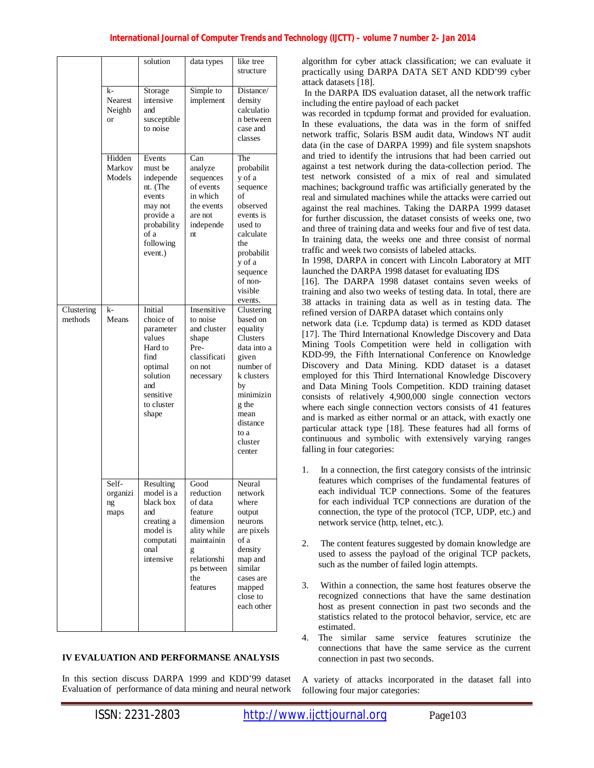| | | solution | data types | like tree structure |
|---|---|---|---|---|
| | k-Nearest Neighbor | Storage intensive and susceptible to noise | Simple to implement | Distance/density calculation between case and classes |
| | Hidden Markov Models | Events must be independent. (The events may not provide a probability of a following event.) | Can analyze sequences of events in which the events are not independent | The probability of a sequence of observed events is used to calculate the probability of a sequence of non-visible events. |
| Clustering methods | k-Means | Initial choice of parameter values Hard to find optimal solution and sensitive to cluster shape | Insensitive to noise and cluster shape Pre-classification not necessary | Clustering based on equality Clusters data into a given number of k clusters by minimizing the mean distance to a cluster center |
| | Self-organizing maps | Resulting model is a black box and creating a model is computational intensive | Good reduction of data feature dimensionality while maintaining relationships between the features | Neural network where output neurons are pixels of a density map and similar cases are mapped close to each other |

### IV EVALUATION AND PERFORMANSE ANALYSIS

In this section discuss DARPA 1999 and KDD'99 dataset Evaluation of performance of data mining and neural network algorithm for cyber attack classification; we can evaluate it practically using DARPA DATA SET AND KDD'99 cyber attack datasets [18].

In the DARPA IDS evaluation dataset, all the network traffic including the entire payload of each packet was recorded in tcpdump format and provided for evaluation. In these evaluations, the data was in the form of sniffed network traffic, Solaris BSM audit data, Windows NT audit data (in the case of DARPA 1999) and file system snapshots and tried to identify the intrusions that had been carried out against a test network during the data-collection period. The test network consisted of a mix of real and simulated machines; background traffic was artificially generated by the real and simulated machines while the attacks were carried out against the real machines. Taking the DARPA 1999 dataset for further discussion, the dataset consists of weeks one, two and three of training data and weeks four and five of test data. In training data, the weeks one and three consist of normal traffic and week two consists of labeled attacks.

In 1998, DARPA in concert with Lincoln Laboratory at MIT launched the DARPA 1998 dataset for evaluating IDS [16]. The DARPA 1998 dataset contains seven weeks of training and also two weeks of testing data. In total, there are 38 attacks in training data as well as in testing data. The refined version of DARPA dataset which contains only network data (i.e. Tcpdump data) is termed as KDD dataset [17]. The Third International Knowledge Discovery and Data Mining Tools Competition were held in colligation with KDD-99, the Fifth International Conference on Knowledge Discovery and Data Mining. KDD dataset is a dataset employed for this Third International Knowledge Discovery and Data Mining Tools Competition. KDD training dataset consists of relatively 4,900,000 single connection vectors where each single connection vectors consists of 41 features and is marked as either normal or an attack, with exactly one particular attack type [18]. These features had all forms of continuous and symbolic with extensively varying ranges falling in four categories:

1. In a connection, the first category consists of the intrinsic features which comprises of the fundamental features of each individual TCP connections. Some of the features for each individual TCP connections are duration of the connection, the type of the protocol (TCP, UDP, etc.) and network service (http, telnet, etc.).

2. The content features suggested by domain knowledge are used to assess the payload of the original TCP packets, such as the number of failed login attempts.

3. Within a connection, the same host features observe the recognized connections that have the same destination host as present connection in past two seconds and the statistics related to the protocol behavior, service, etc are estimated.
4. The similar same service features scrutinize the connections that have the same service as the current connection in past two seconds.

A variety of attacks incorporated in the dataset fall into following four major categories: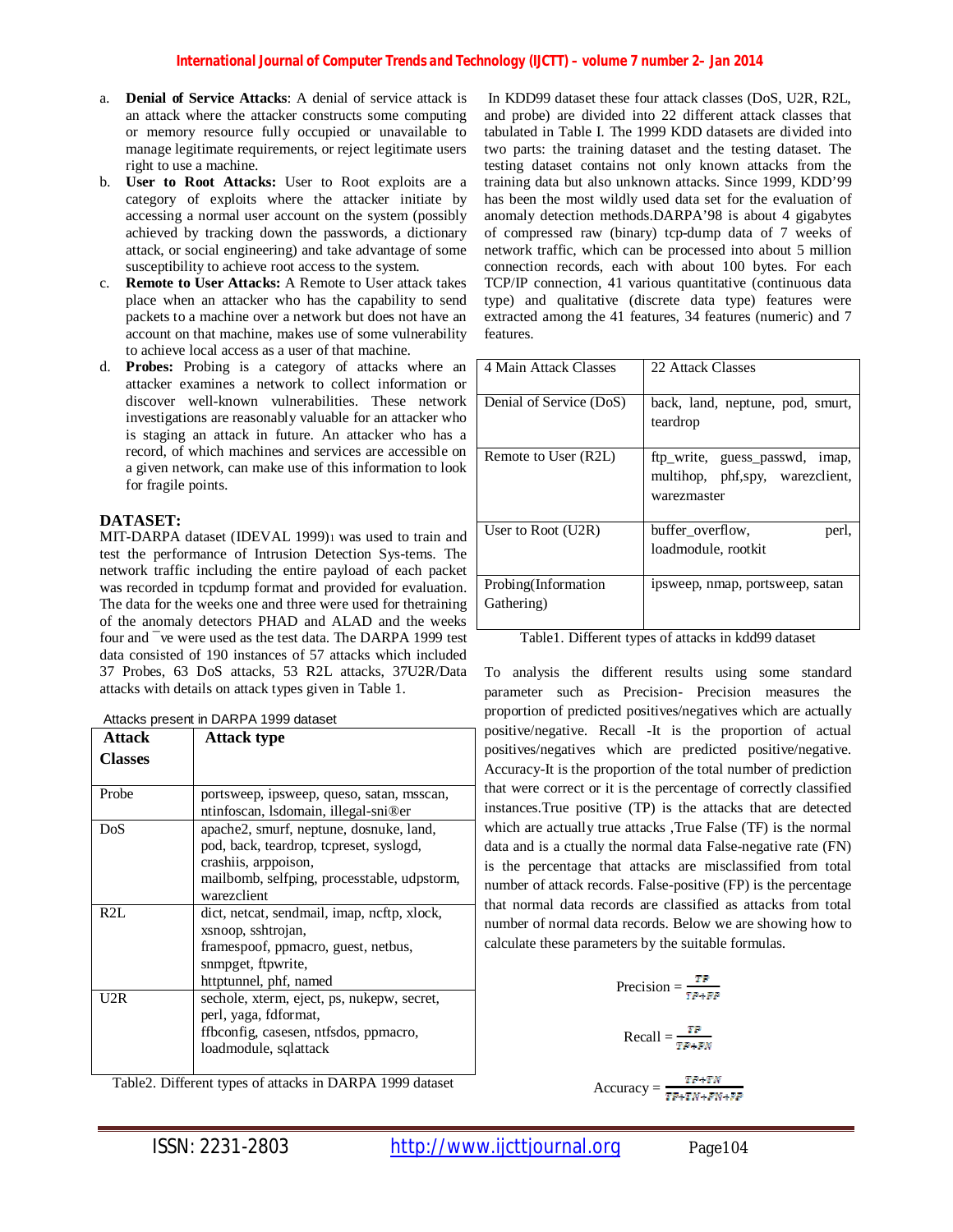a. **Denial of Service Attacks**: A denial of service attack is an attack where the attacker constructs some computing or memory resource fully occupied or unavailable to manage legitimate requirements, or reject legitimate users right to use a machine.
b. **User to Root Attacks:** User to Root exploits are a category of exploits where the attacker initiate by accessing a normal user account on the system (possibly achieved by tracking down the passwords, a dictionary attack, or social engineering) and take advantage of some susceptibility to achieve root access to the system.
c. **Remote to User Attacks:** A Remote to User attack takes place when an attacker who has the capability to send packets to a machine over a network but does not have an account on that machine, makes use of some vulnerability to achieve local access as a user of that machine.
d. **Probes:** Probing is a category of attacks where an attacker examines a network to collect information or discover well-known vulnerabilities. These network investigations are reasonably valuable for an attacker who is staging an attack in future. An attacker who has a record, of which machines and services are accessible on a given network, can make use of this information to look for fragile points.

## DATASET:

MIT-DARPA dataset (IDEVAL 1999)1 was used to train and test the performance of Intrusion Detection Sys-tems. The network traffic including the entire payload of each packet was recorded in tcpdump format and provided for evaluation. The data for the weeks one and three were used for thetraining of the anomaly detectors PHAD and ALAD and the weeks four and ¯ve were used as the test data. The DARPA 1999 test data consisted of 190 instances of 57 attacks which included 37 Probes, 63 DoS attacks, 53 R2L attacks, 37U2R/Data attacks with details on attack types given in Table 1.

Attacks present in DARPA 1999 dataset

| **Attack Classes** | **Attack type** |
|---|---|
| Probe | portsweep, ipsweep, queso, satan, msscan, ntinfoscan, lsdomain, illegal-sni®er |
| DoS | apache2, smurf, neptune, dosnuke, land, pod, back, teardrop, tcpreset, syslogd, crashiis, arppoison, mailbomb, selfping, processtable, udpstorm, warezclient |
| R2L | dict, netcat, sendmail, imap, ncftp, xlock, xsnoop, sshtrojan, framespoof, ppmacro, guest, netbus, snmpget, ftpwrite, httptunnel, phf, named |
| U2R | sechole, xterm, eject, ps, nukepw, secret, perl, yaga, fdformat, ffbconfig, casesen, ntfsdos, ppmacro, loadmodule, sqlattack |

Table2. Different types of attacks in DARPA 1999 dataset

In KDD99 dataset these four attack classes (DoS, U2R, R2L, and probe) are divided into 22 different attack classes that tabulated in Table I. The 1999 KDD datasets are divided into two parts: the training dataset and the testing dataset. The testing dataset contains not only known attacks from the training data but also unknown attacks. Since 1999, KDD'99 has been the most wildly used data set for the evaluation of anomaly detection methods.DARPA'98 is about 4 gigabytes of compressed raw (binary) tcp-dump data of 7 weeks of network traffic, which can be processed into about 5 million connection records, each with about 100 bytes. For each TCP/IP connection, 41 various quantitative (continuous data type) and qualitative (discrete data type) features were extracted among the 41 features, 34 features (numeric) and 7 features.

| 4 Main Attack Classes | 22 Attack Classes |
|---|---|
| Denial of Service (DoS) | back, land, neptune, pod, smurt, teardrop |
| Remote to User (R2L) | ftp_write, guess_passwd, imap, multihop, phf,spy, warezclient, warezmaster |
| User to Root (U2R) | buffer_overflow, perl, loadmodule, rootkit |
| Probing(Information Gathering) | ipsweep, nmap, portsweep, satan |

Table1. Different types of attacks in kdd99 dataset

To analysis the different results using some standard parameter such as Precision- Precision measures the proportion of predicted positives/negatives which are actually positive/negative. Recall -It is the proportion of actual positives/negatives which are predicted positive/negative. Accuracy-It is the proportion of the total number of prediction that were correct or it is the percentage of correctly classified instances.True positive (TP) is the attacks that are detected which are actually true attacks ,True False (TF) is the normal data and is a ctually the normal data False-negative rate (FN) is the percentage that attacks are misclassified from total number of attack records. False-positive (FP) is the percentage that normal data records are classified as attacks from total number of normal data records. Below we are showing how to calculate these parameters by the suitable formulas.

$$\text{Precision} = \frac{TP}{TP+FP}$$

$$\text{Recall} = \frac{TP}{TP+FN}$$

$$\text{Accuracy} = \frac{TP+TN}{TP+TN+FN+FP}$$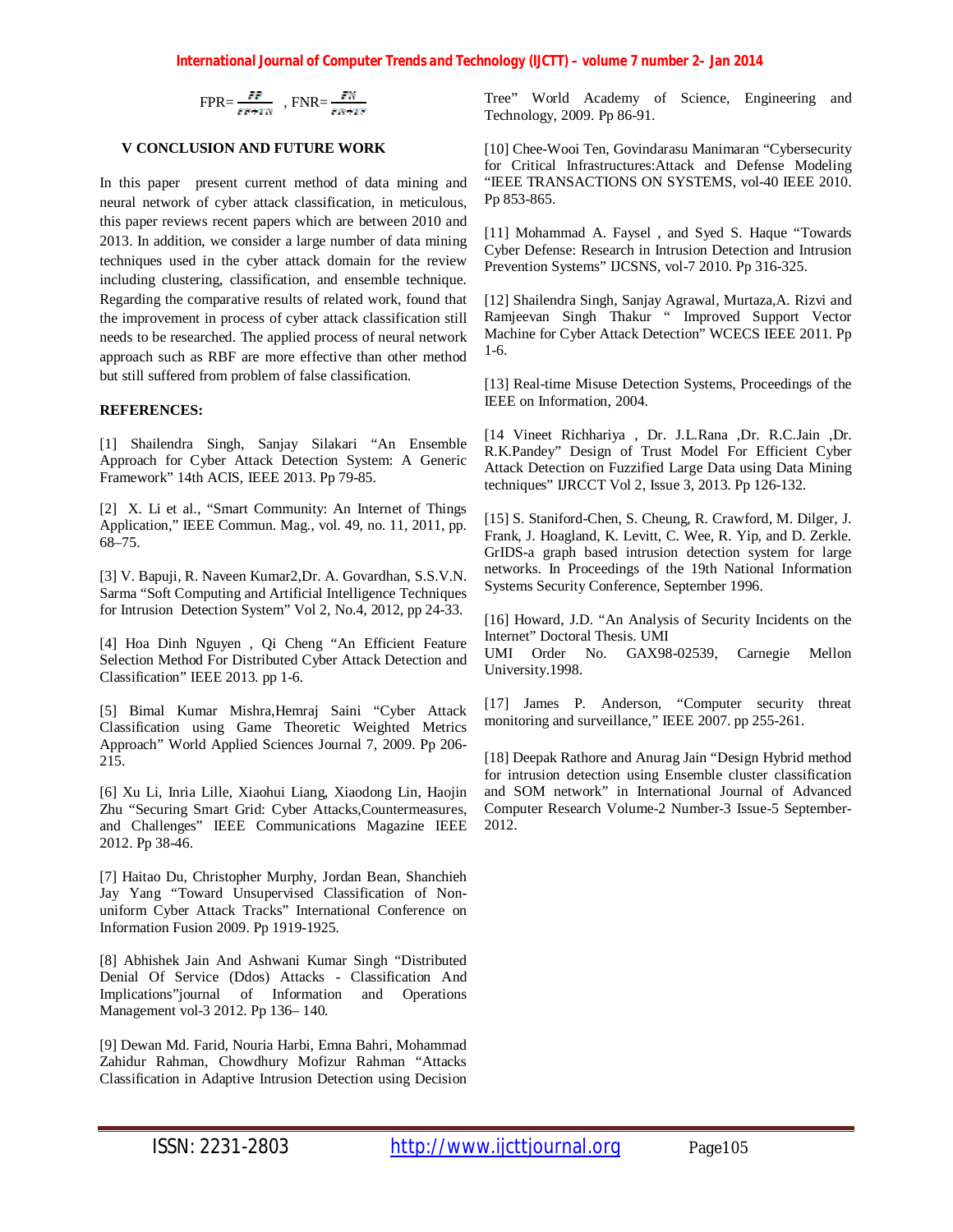$$FPR = \frac{FP}{FP+TN}, \quad FNR = \frac{FN}{FN+TP}$$

## V CONCLUSION AND FUTURE WORK

In this paper present current method of data mining and neural network of cyber attack classification, in meticulous, this paper reviews recent papers which are between 2010 and 2013. In addition, we consider a large number of data mining techniques used in the cyber attack domain for the review including clustering, classification, and ensemble technique. Regarding the comparative results of related work, found that the improvement in process of cyber attack classification still needs to be researched. The applied process of neural network approach such as RBF are more effective than other method but still suffered from problem of false classification.

## REFERENCES:

[1] Shailendra Singh, Sanjay Silakari "An Ensemble Approach for Cyber Attack Detection System: A Generic Framework" 14th ACIS, IEEE 2013. Pp 79-85.

[2] X. Li et al., "Smart Community: An Internet of Things Application," IEEE Commun. Mag., vol. 49, no. 11, 2011, pp. 68–75.

[3] V. Bapuji, R. Naveen Kumar2,Dr. A. Govardhan, S.S.V.N. Sarma "Soft Computing and Artificial Intelligence Techniques for Intrusion Detection System" Vol 2, No.4, 2012, pp 24-33.

[4] Hoa Dinh Nguyen , Qi Cheng "An Efficient Feature Selection Method For Distributed Cyber Attack Detection and Classification" IEEE 2013. pp 1-6.

[5] Bimal Kumar Mishra,Hemraj Saini "Cyber Attack Classification using Game Theoretic Weighted Metrics Approach" World Applied Sciences Journal 7, 2009. Pp 206-215.

[6] Xu Li, Inria Lille, Xiaohui Liang, Xiaodong Lin, Haojin Zhu "Securing Smart Grid: Cyber Attacks,Countermeasures, and Challenges" IEEE Communications Magazine IEEE 2012. Pp 38-46.

[7] Haitao Du, Christopher Murphy, Jordan Bean, Shanchieh Jay Yang "Toward Unsupervised Classification of Non-uniform Cyber Attack Tracks" International Conference on Information Fusion 2009. Pp 1919-1925.

[8] Abhishek Jain And Ashwani Kumar Singh "Distributed Denial Of Service (Ddos) Attacks - Classification And Implications"journal of Information and Operations Management vol-3 2012. Pp 136– 140.

[9] Dewan Md. Farid, Nouria Harbi, Emna Bahri, Mohammad Zahidur Rahman, Chowdhury Mofizur Rahman "Attacks Classification in Adaptive Intrusion Detection using Decision Tree" World Academy of Science, Engineering and Technology, 2009. Pp 86-91.

[10] Chee-Wooi Ten, Govindarasu Manimaran "Cybersecurity for Critical Infrastructures:Attack and Defense Modeling "IEEE TRANSACTIONS ON SYSTEMS, vol-40 IEEE 2010. Pp 853-865.

[11] Mohammad A. Faysel , and Syed S. Haque "Towards Cyber Defense: Research in Intrusion Detection and Intrusion Prevention Systems" IJCSNS, vol-7 2010. Pp 316-325.

[12] Shailendra Singh, Sanjay Agrawal, Murtaza,A. Rizvi and Ramjeevan Singh Thakur " Improved Support Vector Machine for Cyber Attack Detection" WCECS IEEE 2011. Pp 1-6.

[13] Real-time Misuse Detection Systems, Proceedings of the IEEE on Information, 2004.

[14 Vineet Richhariya , Dr. J.L.Rana ,Dr. R.C.Jain ,Dr. R.K.Pandey" Design of Trust Model For Efficient Cyber Attack Detection on Fuzzified Large Data using Data Mining techniques" IJRCCT Vol 2, Issue 3, 2013. Pp 126-132.

[15] S. Staniford-Chen, S. Cheung, R. Crawford, M. Dilger, J. Frank, J. Hoagland, K. Levitt, C. Wee, R. Yip, and D. Zerkle. GrIDS-a graph based intrusion detection system for large networks. In Proceedings of the 19th National Information Systems Security Conference, September 1996.

[16] Howard, J.D. "An Analysis of Security Incidents on the Internet" Doctoral Thesis. UMI
UMI Order No. GAX98-02539, Carnegie Mellon University.1998.

[17] James P. Anderson, "Computer security threat monitoring and surveillance," IEEE 2007. pp 255-261.

[18] Deepak Rathore and Anurag Jain "Design Hybrid method for intrusion detection using Ensemble cluster classification and SOM network" in International Journal of Advanced Computer Research Volume-2 Number-3 Issue-5 September-2012.